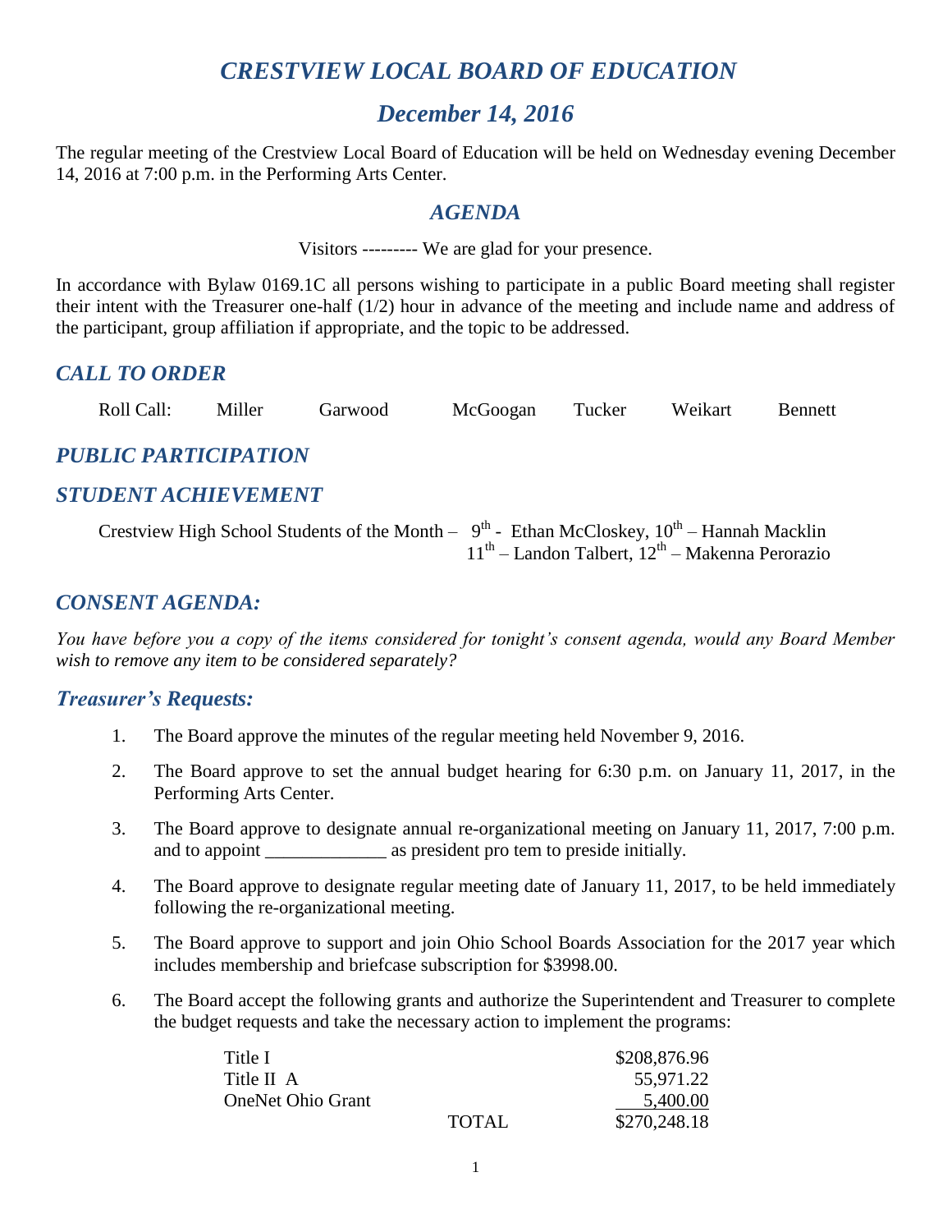# *CRESTVIEW LOCAL BOARD OF EDUCATION*

## *December 14, 2016*

The regular meeting of the Crestview Local Board of Education will be held on Wednesday evening December 14, 2016 at 7:00 p.m. in the Performing Arts Center.

## *AGENDA*

Visitors --------- We are glad for your presence.

In accordance with Bylaw 0169.1C all persons wishing to participate in a public Board meeting shall register their intent with the Treasurer one-half (1/2) hour in advance of the meeting and include name and address of the participant, group affiliation if appropriate, and the topic to be addressed.

### *CALL TO ORDER*

Roll Call: Miller Garwood McGoogan Tucker Weikart Bennett

### *PUBLIC PARTICIPATION*

### *STUDENT ACHIEVEMENT*

Crestview High School Students of the Month – 9th - Ethan McCloskey, 10th – Hannah Macklin
11th – Landon Talbert, 12th – Makenna Perorazio

### *CONSENT AGENDA:*

*You have before you a copy of the items considered for tonight's consent agenda, would any Board Member wish to remove any item to be considered separately?*

### *Treasurer's Requests:*

1. The Board approve the minutes of the regular meeting held November 9, 2016.
2. The Board approve to set the annual budget hearing for 6:30 p.m. on January 11, 2017, in the Performing Arts Center.
3. The Board approve to designate annual re-organizational meeting on January 11, 2017, 7:00 p.m. and to appoint _____________ as president pro tem to preside initially.
4. The Board approve to designate regular meeting date of January 11, 2017, to be held immediately following the re-organizational meeting.
5. The Board approve to support and join Ohio School Boards Association for the 2017 year which includes membership and briefcase subscription for $3998.00.
6. The Board accept the following grants and authorize the Superintendent and Treasurer to complete the budget requests and take the necessary action to implement the programs:

| | | |
|---|---|---|
| Title I | | $208,876.96 |
| Title II A | | 55,971.22 |
| OneNet Ohio Grant | | 5,400.00 |
| | TOTAL | $270,248.18 |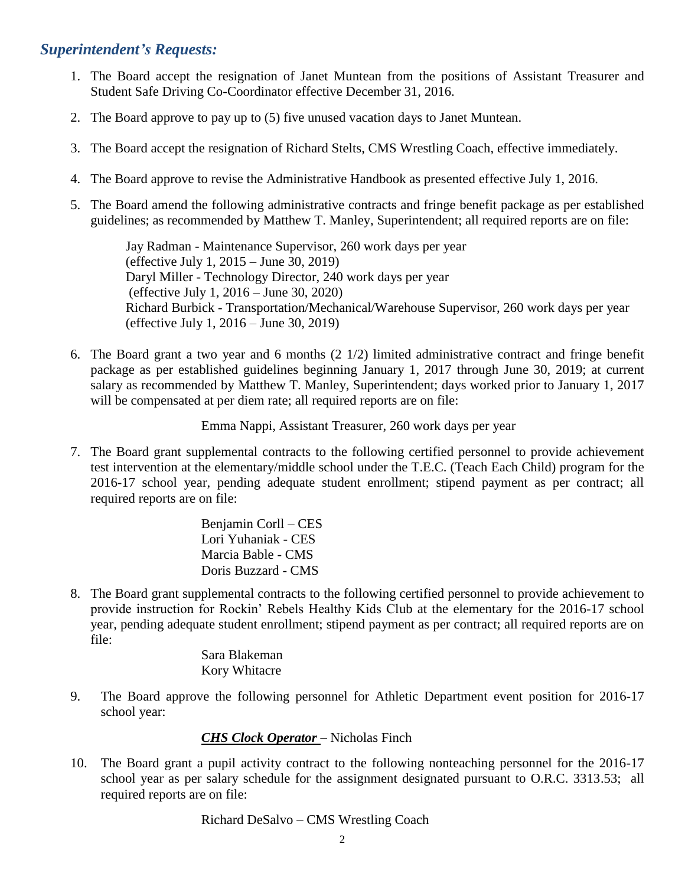## *Superintendent's Requests:*

1. The Board accept the resignation of Janet Muntean from the positions of Assistant Treasurer and Student Safe Driving Co-Coordinator effective December 31, 2016.

2. The Board approve to pay up to (5) five unused vacation days to Janet Muntean.

3. The Board accept the resignation of Richard Stelts, CMS Wrestling Coach, effective immediately.

4. The Board approve to revise the Administrative Handbook as presented effective July 1, 2016.

5. The Board amend the following administrative contracts and fringe benefit package as per established guidelines; as recommended by Matthew T. Manley, Superintendent; all required reports are on file:

   Jay Radman - Maintenance Supervisor, 260 work days per year
   (effective July 1, 2015 – June 30, 2019)
   Daryl Miller - Technology Director, 240 work days per year
   (effective July 1, 2016 – June 30, 2020)
   Richard Burbick - Transportation/Mechanical/Warehouse Supervisor, 260 work days per year
   (effective July 1, 2016 – June 30, 2019)

6. The Board grant a two year and 6 months (2 1/2) limited administrative contract and fringe benefit package as per established guidelines beginning January 1, 2017 through June 30, 2019; at current salary as recommended by Matthew T. Manley, Superintendent; days worked prior to January 1, 2017 will be compensated at per diem rate; all required reports are on file:

   Emma Nappi, Assistant Treasurer, 260 work days per year

7. The Board grant supplemental contracts to the following certified personnel to provide achievement test intervention at the elementary/middle school under the T.E.C. (Teach Each Child) program for the 2016-17 school year, pending adequate student enrollment; stipend payment as per contract; all required reports are on file:

   Benjamin Corll – CES
   Lori Yuhaniak - CES
   Marcia Bable - CMS
   Doris Buzzard - CMS

8. The Board grant supplemental contracts to the following certified personnel to provide achievement to provide instruction for Rockin' Rebels Healthy Kids Club at the elementary for the 2016-17 school year, pending adequate student enrollment; stipend payment as per contract; all required reports are on file:

   Sara Blakeman
   Kory Whitacre

9. The Board approve the following personnel for Athletic Department event position for 2016-17 school year:

   ***CHS Clock Operator*** – Nicholas Finch

10. The Board grant a pupil activity contract to the following nonteaching personnel for the 2016-17 school year as per salary schedule for the assignment designated pursuant to O.R.C. 3313.53; all required reports are on file:

    Richard DeSalvo – CMS Wrestling Coach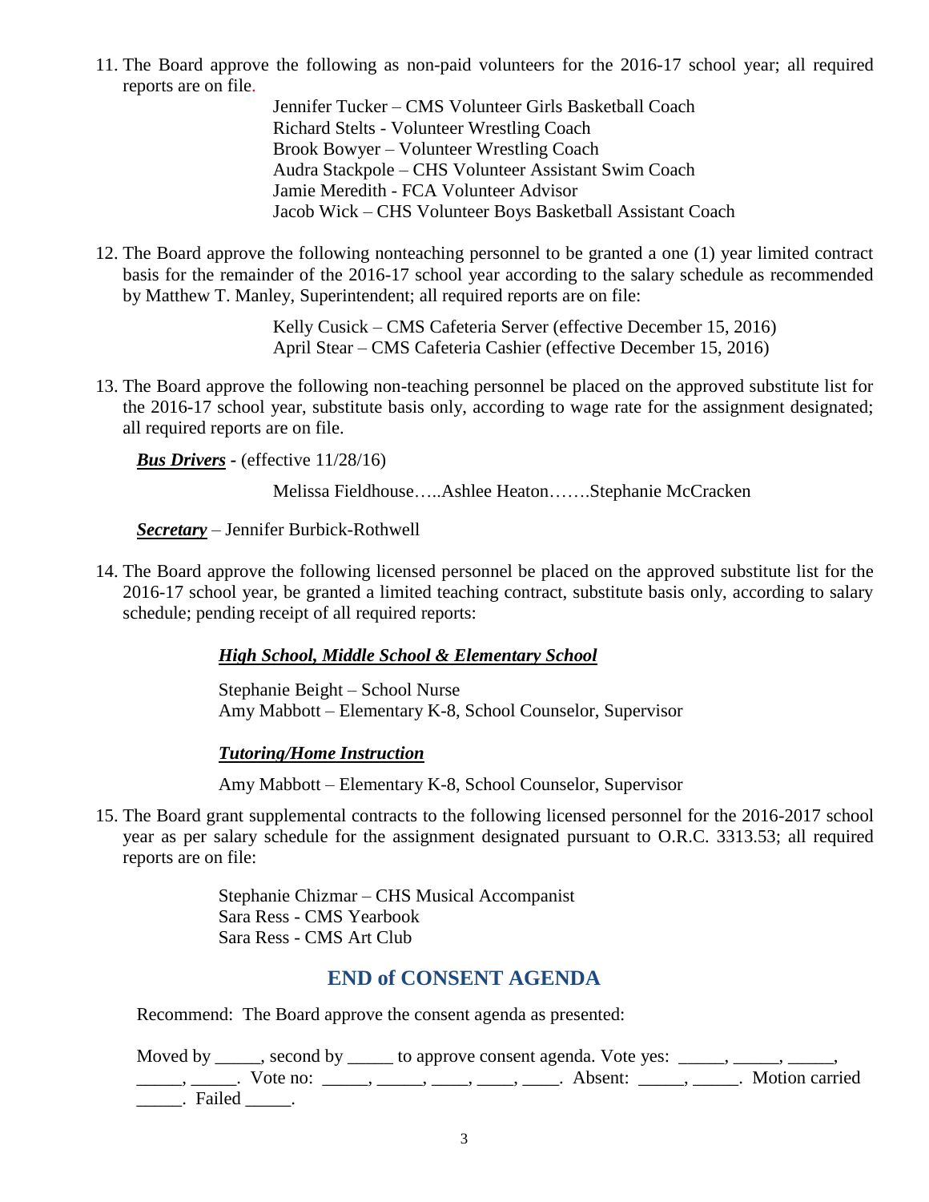11. The Board approve the following as non-paid volunteers for the 2016-17 school year; all required reports are on file.

    Jennifer Tucker – CMS Volunteer Girls Basketball Coach
    Richard Stelts - Volunteer Wrestling Coach
    Brook Bowyer – Volunteer Wrestling Coach
    Audra Stackpole – CHS Volunteer Assistant Swim Coach
    Jamie Meredith - FCA Volunteer Advisor
    Jacob Wick – CHS Volunteer Boys Basketball Assistant Coach

12. The Board approve the following nonteaching personnel to be granted a one (1) year limited contract basis for the remainder of the 2016-17 school year according to the salary schedule as recommended by Matthew T. Manley, Superintendent; all required reports are on file:

    Kelly Cusick – CMS Cafeteria Server (effective December 15, 2016)
    April Stear – CMS Cafeteria Cashier (effective December 15, 2016)

13. The Board approve the following non-teaching personnel be placed on the approved substitute list for the 2016-17 school year, substitute basis only, according to wage rate for the assignment designated; all required reports are on file.

    ***Bus Drivers*** - (effective 11/28/16)

    Melissa Fieldhouse…..Ashlee Heaton…….Stephanie McCracken

    ***Secretary*** – Jennifer Burbick-Rothwell

14. The Board approve the following licensed personnel be placed on the approved substitute list for the 2016-17 school year, be granted a limited teaching contract, substitute basis only, according to salary schedule; pending receipt of all required reports:

    ***High School, Middle School & Elementary School***

    Stephanie Beight – School Nurse
    Amy Mabbott – Elementary K-8, School Counselor, Supervisor

    ***Tutoring/Home Instruction***

    Amy Mabbott – Elementary K-8, School Counselor, Supervisor

15. The Board grant supplemental contracts to the following licensed personnel for the 2016-2017 school year as per salary schedule for the assignment designated pursuant to O.R.C. 3313.53; all required reports are on file:

    Stephanie Chizmar – CHS Musical Accompanist
    Sara Ress - CMS Yearbook
    Sara Ress - CMS Art Club

## END of CONSENT AGENDA

Recommend: The Board approve the consent agenda as presented:

Moved by _____, second by _____ to approve consent agenda. Vote yes: _____, _____, _____, _____, _____. Vote no: _____, _____, ____, ____, ____. Absent: _____, _____. Motion carried _____. Failed _____.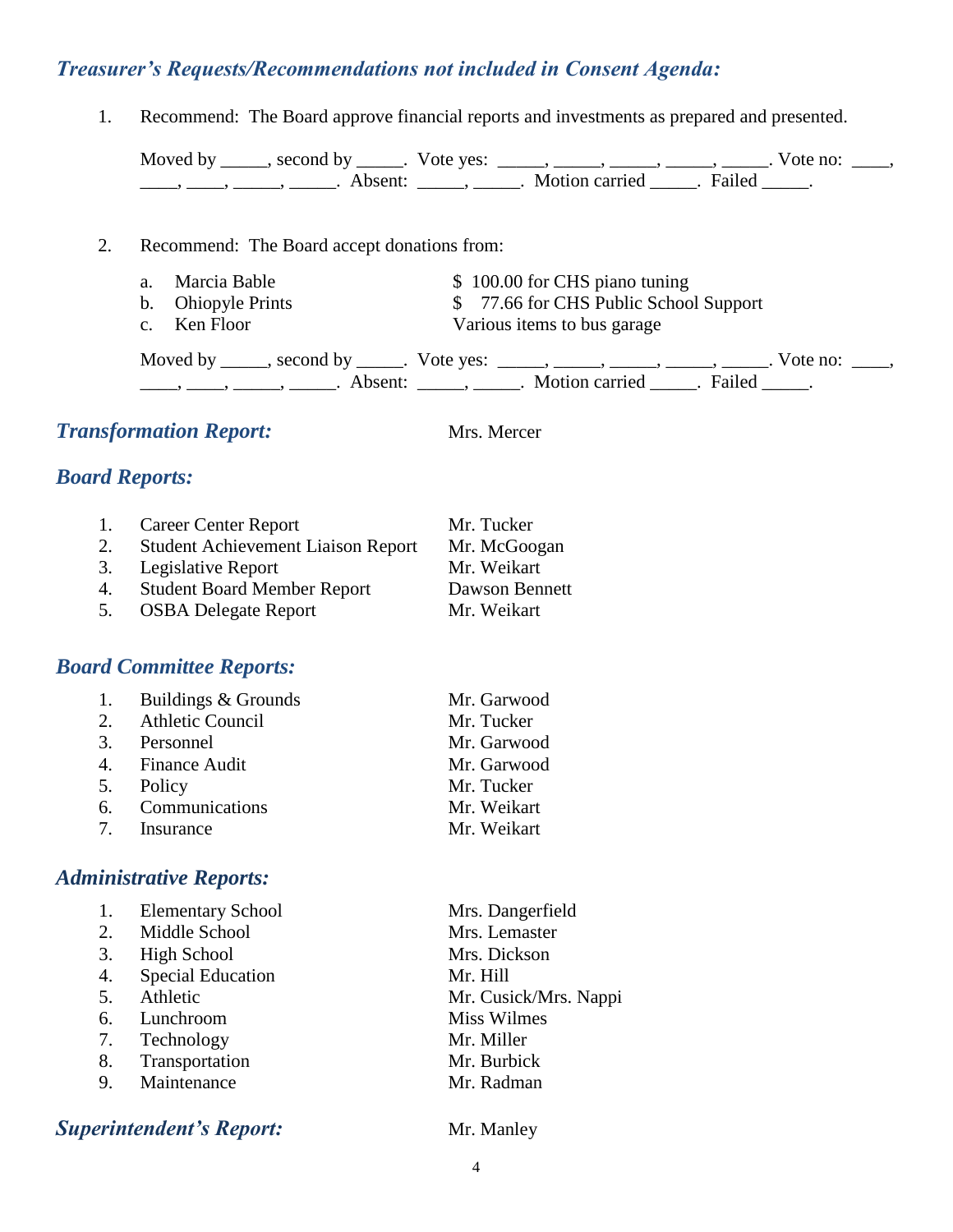### *Treasurer's Requests/Recommendations not included in Consent Agenda:*

1. Recommend: The Board approve financial reports and investments as prepared and presented.

   Moved by _____, second by _____. Vote yes: _____, _____, _____, _____, _____. Vote no: ____, ____, ____, _____, _____. Absent: _____, _____. Motion carried _____. Failed _____.

2. Recommend: The Board accept donations from:

   | | | |
   |---|---|---|
   | a. | Marcia Bable | $ 100.00 for CHS piano tuning |
   | b. | Ohiopyle Prints | $ 77.66 for CHS Public School Support |
   | c. | Ken Floor | Various items to bus garage |

   Moved by _____, second by _____. Vote yes: _____, _____, _____, _____, _____. Vote no: ____, ____, ____, _____, _____. Absent: _____, _____. Motion carried _____. Failed _____.

### *Transformation Report:* Mrs. Mercer

### *Board Reports:*

| | | |
|---|---|---|
| 1. | Career Center Report | Mr. Tucker |
| 2. | Student Achievement Liaison Report | Mr. McGoogan |
| 3. | Legislative Report | Mr. Weikart |
| 4. | Student Board Member Report | Dawson Bennett |
| 5. | OSBA Delegate Report | Mr. Weikart |

### *Board Committee Reports:*

| | | |
|---|---|---|
| 1. | Buildings & Grounds | Mr. Garwood |
| 2. | Athletic Council | Mr. Tucker |
| 3. | Personnel | Mr. Garwood |
| 4. | Finance Audit | Mr. Garwood |
| 5. | Policy | Mr. Tucker |
| 6. | Communications | Mr. Weikart |
| 7. | Insurance | Mr. Weikart |

### *Administrative Reports:*

| | | |
|---|---|---|
| 1. | Elementary School | Mrs. Dangerfield |
| 2. | Middle School | Mrs. Lemaster |
| 3. | High School | Mrs. Dickson |
| 4. | Special Education | Mr. Hill |
| 5. | Athletic | Mr. Cusick/Mrs. Nappi |
| 6. | Lunchroom | Miss Wilmes |
| 7. | Technology | Mr. Miller |
| 8. | Transportation | Mr. Burbick |
| 9. | Maintenance | Mr. Radman |

### *Superintendent's Report:* Mr. Manley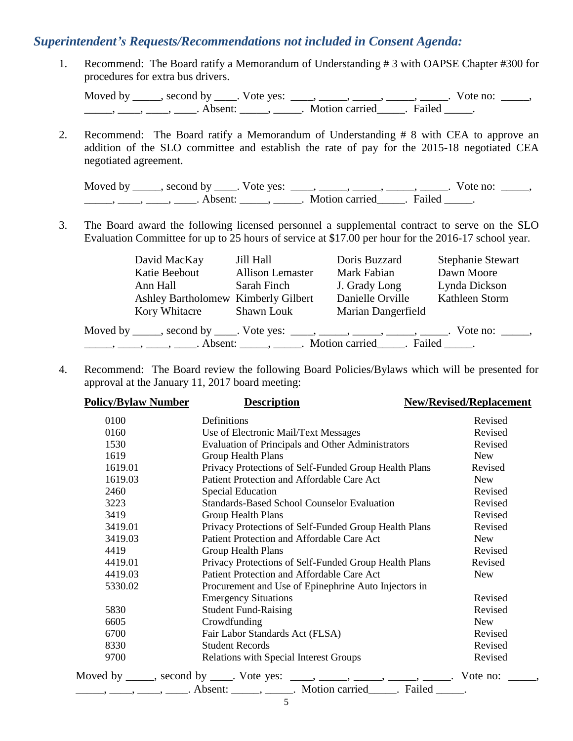### *Superintendent's Requests/Recommendations not included in Consent Agenda:*

1. Recommend: The Board ratify a Memorandum of Understanding # 3 with OAPSE Chapter #300 for procedures for extra bus drivers.

   Moved by _____, second by ____. Vote yes: ____, _____, _____, _____, _____. Vote no: _____, _____, ____, ____, ____. Absent: _____, _____. Motion carried_____. Failed _____.

2. Recommend: The Board ratify a Memorandum of Understanding # 8 with CEA to approve an addition of the SLO committee and establish the rate of pay for the 2015-18 negotiated CEA negotiated agreement.

   Moved by _____, second by ____. Vote yes: ____, _____, _____, _____, _____. Vote no: _____, _____, ____, ____, ____. Absent: _____, _____. Motion carried_____. Failed _____.

3. The Board award the following licensed personnel a supplemental contract to serve on the SLO Evaluation Committee for up to 25 hours of service at $17.00 per hour for the 2016-17 school year.

| | | | |
|---|---|---|---|
| David MacKay | Jill Hall | Doris Buzzard | Stephanie Stewart |
| Katie Beebout | Allison Lemaster | Mark Fabian | Dawn Moore |
| Ann Hall | Sarah Finch | J. Grady Long | Lynda Dickson |
| Ashley Bartholomew | Kimberly Gilbert | Danielle Orville | Kathleen Storm |
| Kory Whitacre | Shawn Louk | Marian Dangerfield | |

   Moved by _____, second by ____. Vote yes: ____, _____, _____, _____, _____. Vote no: _____, _____, ____, ____, ____. Absent: _____, _____. Motion carried_____. Failed _____.

4. Recommend: The Board review the following Board Policies/Bylaws which will be presented for approval at the January 11, 2017 board meeting:

| **Policy/Bylaw Number** | **Description** | **New/Revised/Replacement** |
|---|---|---|
| 0100 | Definitions | Revised |
| 0160 | Use of Electronic Mail/Text Messages | Revised |
| 1530 | Evaluation of Principals and Other Administrators | Revised |
| 1619 | Group Health Plans | New |
| 1619.01 | Privacy Protections of Self-Funded Group Health Plans | Revised |
| 1619.03 | Patient Protection and Affordable Care Act | New |
| 2460 | Special Education | Revised |
| 3223 | Standards-Based School Counselor Evaluation | Revised |
| 3419 | Group Health Plans | Revised |
| 3419.01 | Privacy Protections of Self-Funded Group Health Plans | Revised |
| 3419.03 | Patient Protection and Affordable Care Act | New |
| 4419 | Group Health Plans | Revised |
| 4419.01 | Privacy Protections of Self-Funded Group Health Plans | Revised |
| 4419.03 | Patient Protection and Affordable Care Act | New |
| 5330.02 | Procurement and Use of Epinephrine Auto Injectors in Emergency Situations | Revised |
| 5830 | Student Fund-Raising | Revised |
| 6605 | Crowdfunding | New |
| 6700 | Fair Labor Standards Act (FLSA) | Revised |
| 8330 | Student Records | Revised |
| 9700 | Relations with Special Interest Groups | Revised |

   Moved by _____, second by ____. Vote yes: ____, _____, _____, _____, _____. Vote no: _____, _____, ____, ____, ____. Absent: _____, _____. Motion carried_____. Failed _____.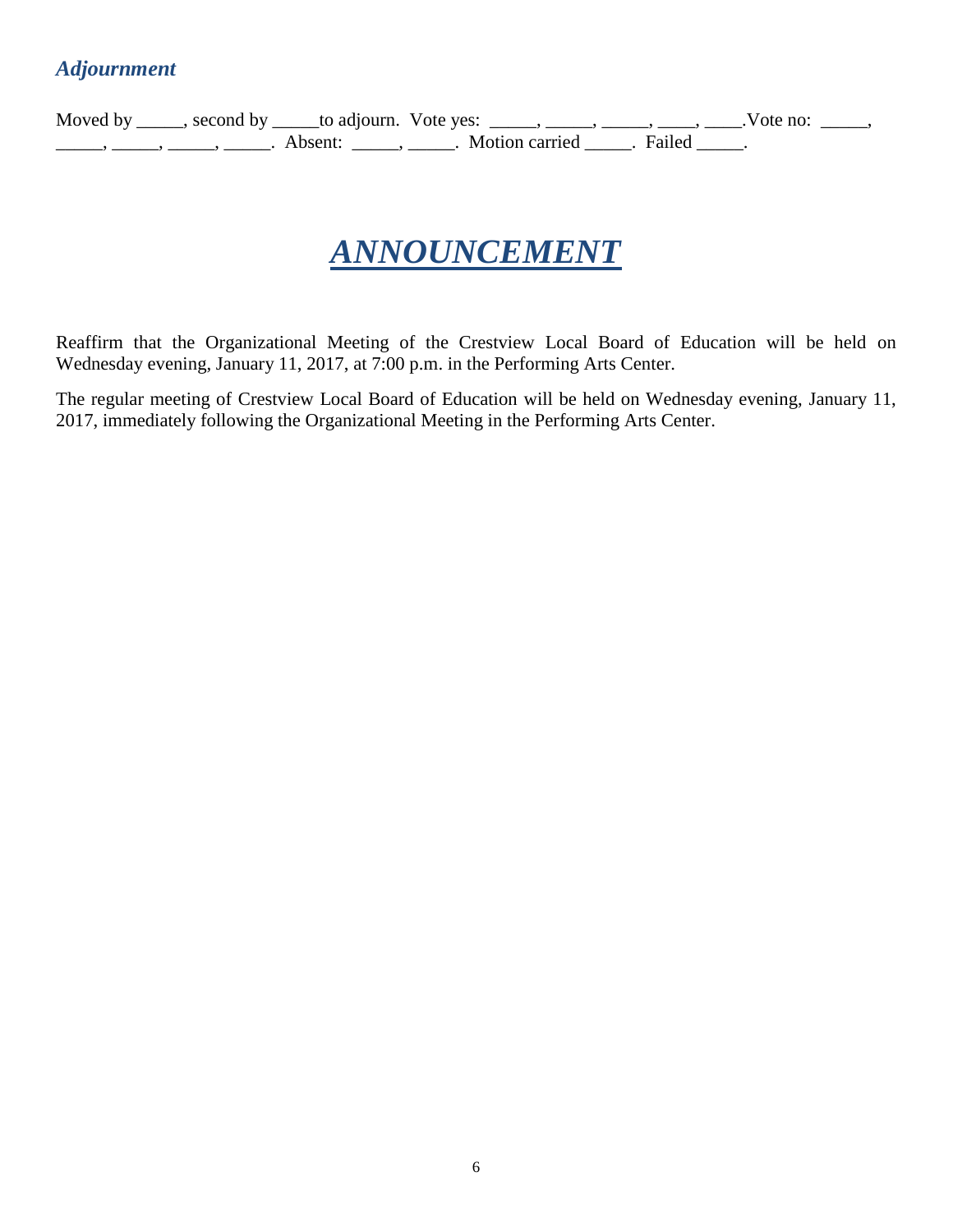### *Adjournment*

Moved by _____, second by _____to adjourn. Vote yes: _____, _____, _____, ____, ____.Vote no: _____, _____, _____, _____, _____. Absent: _____, _____. Motion carried _____. Failed _____.

# ***ANNOUNCEMENT***

Reaffirm that the Organizational Meeting of the Crestview Local Board of Education will be held on Wednesday evening, January 11, 2017, at 7:00 p.m. in the Performing Arts Center.

The regular meeting of Crestview Local Board of Education will be held on Wednesday evening, January 11, 2017, immediately following the Organizational Meeting in the Performing Arts Center.